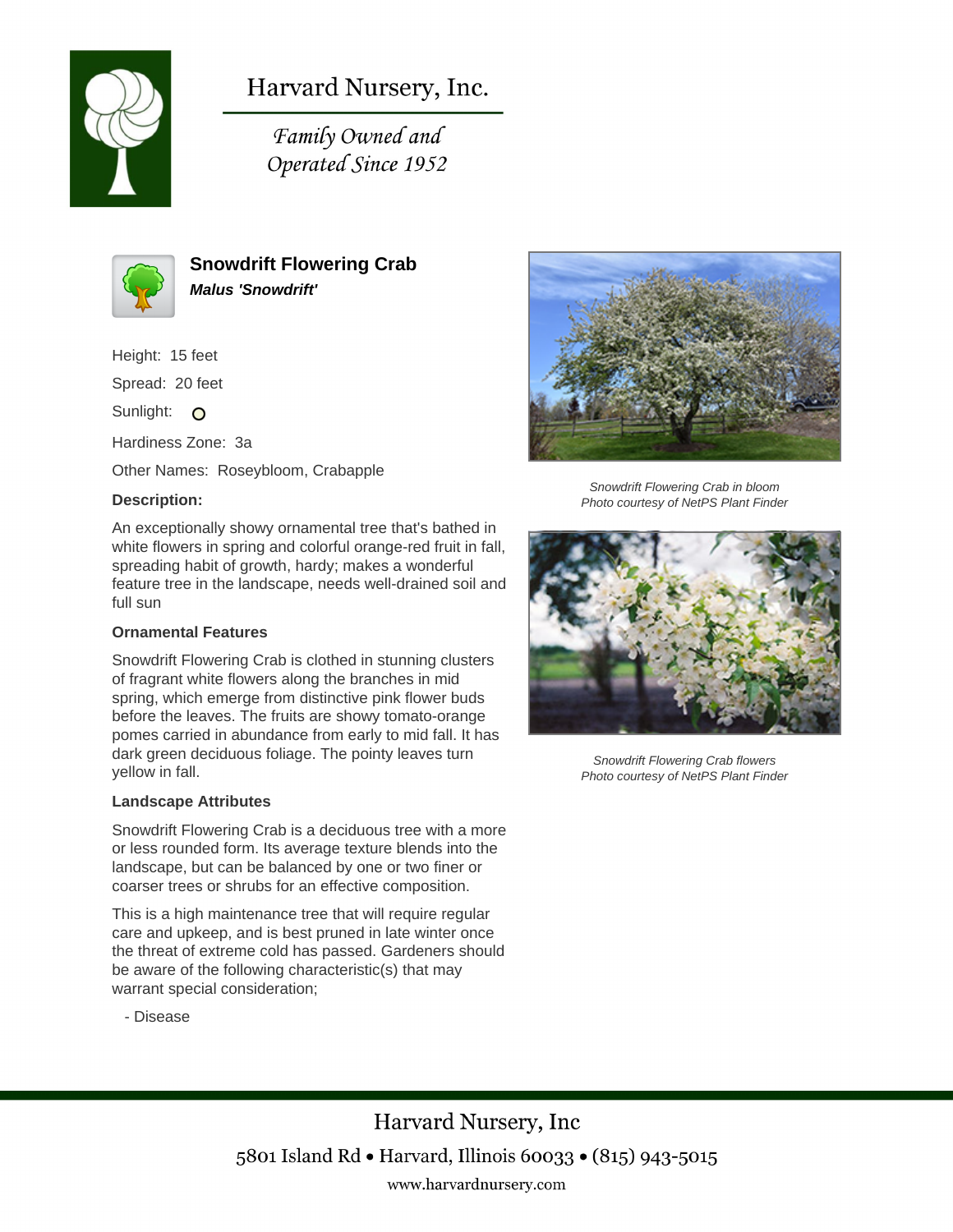# Harvard Nursery, Inc.

*Family Owned and Operated Since 1952*

## Snowdrift Flowering Crab

***Malus 'Snowdrift'***

Height: 15 feet

Spread: 20 feet

Sunlight: O

Hardiness Zone: 3a

Other Names: Roseybloom, Crabapple

**Description:**

An exceptionally showy ornamental tree that's bathed in white flowers in spring and colorful orange-red fruit in fall, spreading habit of growth, hardy; makes a wonderful feature tree in the landscape, needs well-drained soil and full sun

**Ornamental Features**

Snowdrift Flowering Crab is clothed in stunning clusters of fragrant white flowers along the branches in mid spring, which emerge from distinctive pink flower buds before the leaves. The fruits are showy tomato-orange pomes carried in abundance from early to mid fall. It has dark green deciduous foliage. The pointy leaves turn yellow in fall.

**Landscape Attributes**

Snowdrift Flowering Crab is a deciduous tree with a more or less rounded form. Its average texture blends into the landscape, but can be balanced by one or two finer or coarser trees or shrubs for an effective composition.

This is a high maintenance tree that will require regular care and upkeep, and is best pruned in late winter once the threat of extreme cold has passed. Gardeners should be aware of the following characteristic(s) that may warrant special consideration;

- Disease

*Snowdrift Flowering Crab in bloom*
*Photo courtesy of NetPS Plant Finder*

*Snowdrift Flowering Crab flowers*
*Photo courtesy of NetPS Plant Finder*

Harvard Nursery, Inc

5801 Island Rd • Harvard, Illinois 60033 • (815) 943-5015

www.harvardnursery.com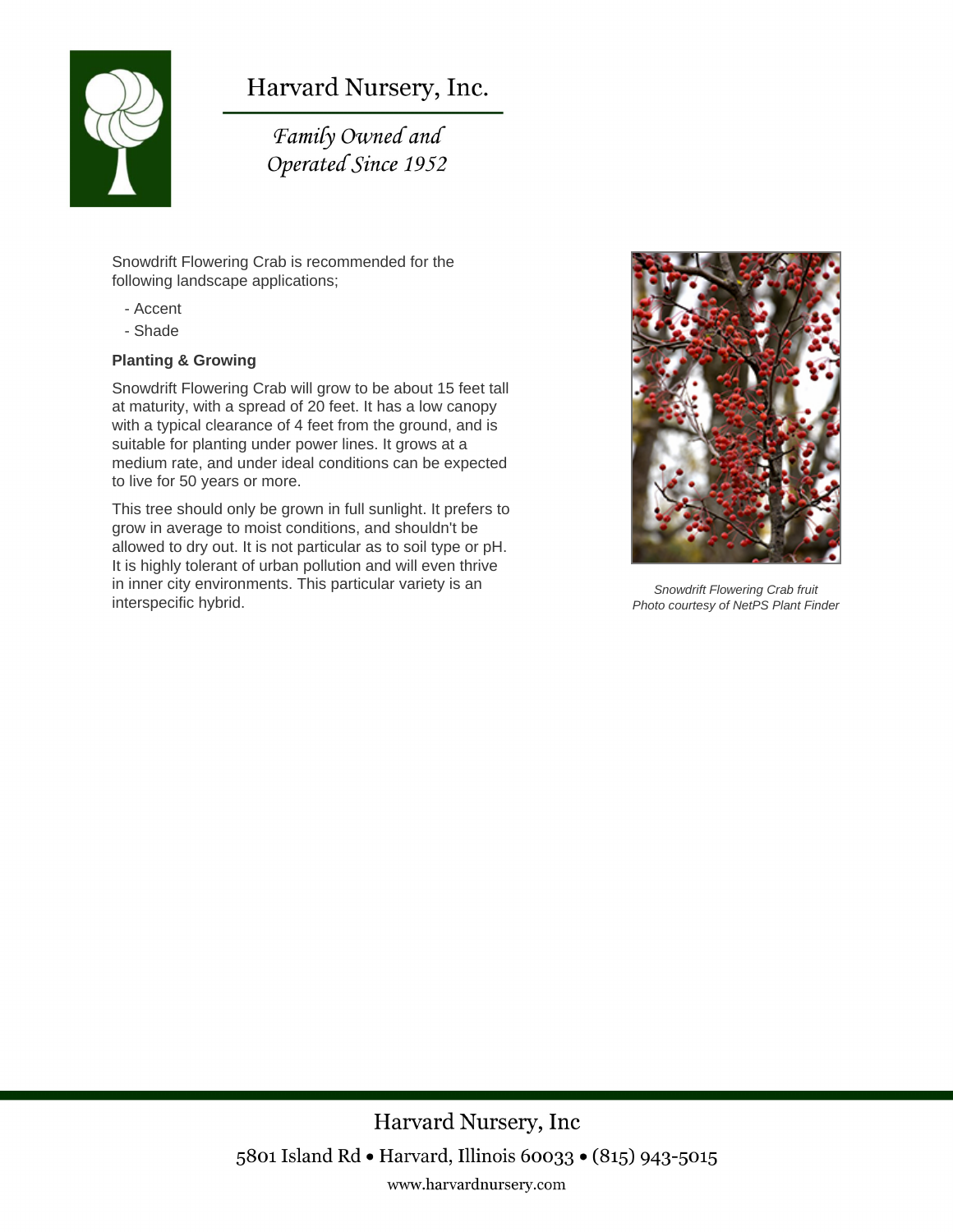Snowdrift Flowering Crab is recommended for the following landscape applications;

- Accent
- Shade

**Planting & Growing**

Snowdrift Flowering Crab will grow to be about 15 feet tall at maturity, with a spread of 20 feet. It has a low canopy with a typical clearance of 4 feet from the ground, and is suitable for planting under power lines. It grows at a medium rate, and under ideal conditions can be expected to live for 50 years or more.

This tree should only be grown in full sunlight. It prefers to grow in average to moist conditions, and shouldn't be allowed to dry out. It is not particular as to soil type or pH. It is highly tolerant of urban pollution and will even thrive in inner city environments. This particular variety is an interspecific hybrid.

*Snowdrift Flowering Crab fruit*
*Photo courtesy of NetPS Plant Finder*